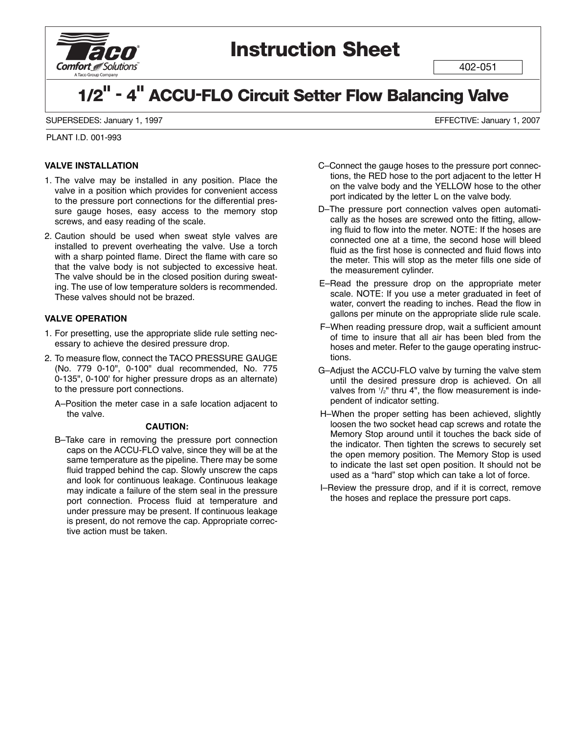# Instruction Sheet

402-051

## 1/2" - 4" ACCU-FLO Circuit Setter Flow Balancing Valve

SUPERSEDES: January 1, 1997

EFFECTIVE: January 1, 2007

PLANT I.D. 001-993

### VALVE INSTALLATION

1. The valve may be installed in any position. Place the valve in a position which provides for convenient access to the pressure port connections for the differential pressure gauge hoses, easy access to the memory stop screws, and easy reading of the scale.
2. Caution should be used when sweat style valves are installed to prevent overheating the valve. Use a torch with a sharp pointed flame. Direct the flame with care so that the valve body is not subjected to excessive heat. The valve should be in the closed position during sweating. The use of low temperature solders is recommended. These valves should not be brazed.

### VALVE OPERATION

1. For presetting, use the appropriate slide rule setting necessary to achieve the desired pressure drop.
2. To measure flow, connect the TACO PRESSURE GAUGE (No. 779 0-10", 0-100" dual recommended, No. 775 0-135", 0-100' for higher pressure drops as an alternate) to the pressure port connections.

   A–Position the meter case in a safe location adjacent to the valve.

   **CAUTION:**

   B–Take care in removing the pressure port connection caps on the ACCU-FLO valve, since they will be at the same temperature as the pipeline. There may be some fluid trapped behind the cap. Slowly unscrew the caps and look for continuous leakage. Continuous leakage may indicate a failure of the stem seal in the pressure port connection. Process fluid at temperature and under pressure may be present. If continuous leakage is present, do not remove the cap. Appropriate corrective action must be taken.

   C–Connect the gauge hoses to the pressure port connections, the RED hose to the port adjacent to the letter H on the valve body and the YELLOW hose to the other port indicated by the letter L on the valve body.

   D–The pressure port connection valves open automatically as the hoses are screwed onto the fitting, allowing fluid to flow into the meter. NOTE: If the hoses are connected one at a time, the second hose will bleed fluid as the first hose is connected and fluid flows into the meter. This will stop as the meter fills one side of the measurement cylinder.

   E–Read the pressure drop on the appropriate meter scale. NOTE: If you use a meter graduated in feet of water, convert the reading to inches. Read the flow in gallons per minute on the appropriate slide rule scale.

   F–When reading pressure drop, wait a sufficient amount of time to insure that all air has been bled from the hoses and meter. Refer to the gauge operating instructions.

   G–Adjust the ACCU-FLO valve by turning the valve stem until the desired pressure drop is achieved. On all valves from 1/2" thru 4", the flow measurement is independent of indicator setting.

   H–When the proper setting has been achieved, slightly loosen the two socket head cap screws and rotate the Memory Stop around until it touches the back side of the indicator. Then tighten the screws to securely set the open memory position. The Memory Stop is used to indicate the last set open position. It should not be used as a "hard" stop which can take a lot of force.

   I–Review the pressure drop, and if it is correct, remove the hoses and replace the pressure port caps.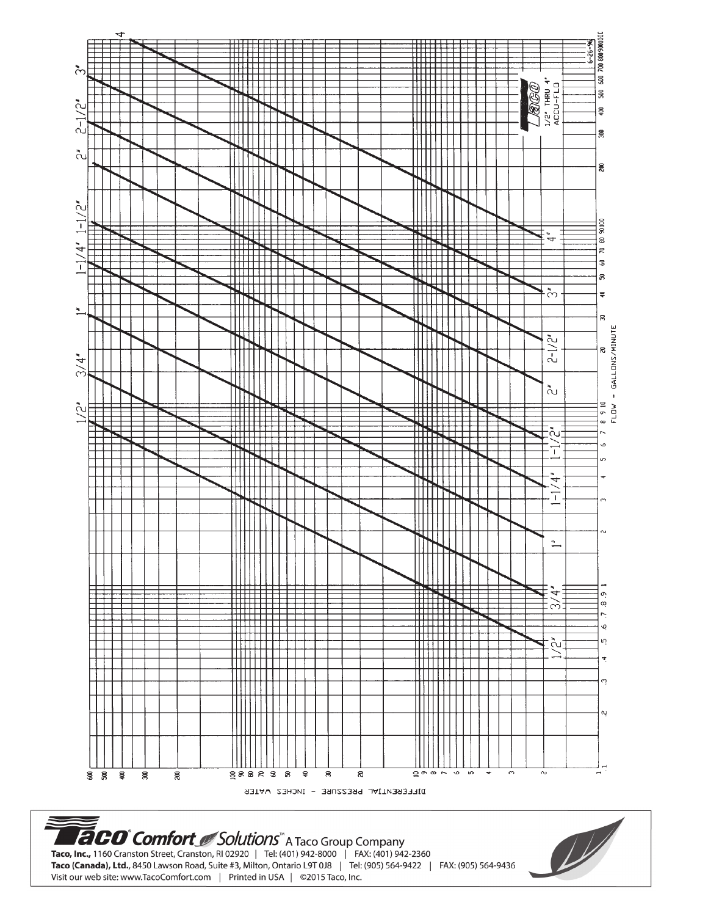1/2" THRU 4"
ACCU-FLO

6-26-96

4
3"
2-1/2"
2"
1-1/2"
1-1/4"
1"
3/4"
1/2"

4"
3"
2-1/2"
2"
1-1/2"
1-1/4"
1"
3/4"
1/2"

1 .2 .3 .4 .5 .6 .7 .8 .9 1 2 3 4 5 6 7 8 9 10 20 30 40 50 60 70 80 90 100 200 300 400 500 600 700 800 900 1000

FLOW - GALLONS/MINUTE

600 500 400 300 200 100 90 80 70 60 50 40 30 20 10 9 8 7 6 5 4 3 2 1

DIFFERENTIAL PRESSURE - INCHES WATER

**Taco Comfort Solutions**™ A Taco Group Company

**Taco, Inc.,** 1160 Cranston Street, Cranston, RI 02920 | Tel: (401) 942-8000 | FAX: (401) 942-2360

**Taco (Canada), Ltd.,** 8450 Lawson Road, Suite #3, Milton, Ontario L9T 0J8 | Tel: (905) 564-9422 | FAX: (905) 564-9436

Visit our web site: www.TacoComfort.com | Printed in USA | ©2015 Taco, Inc.